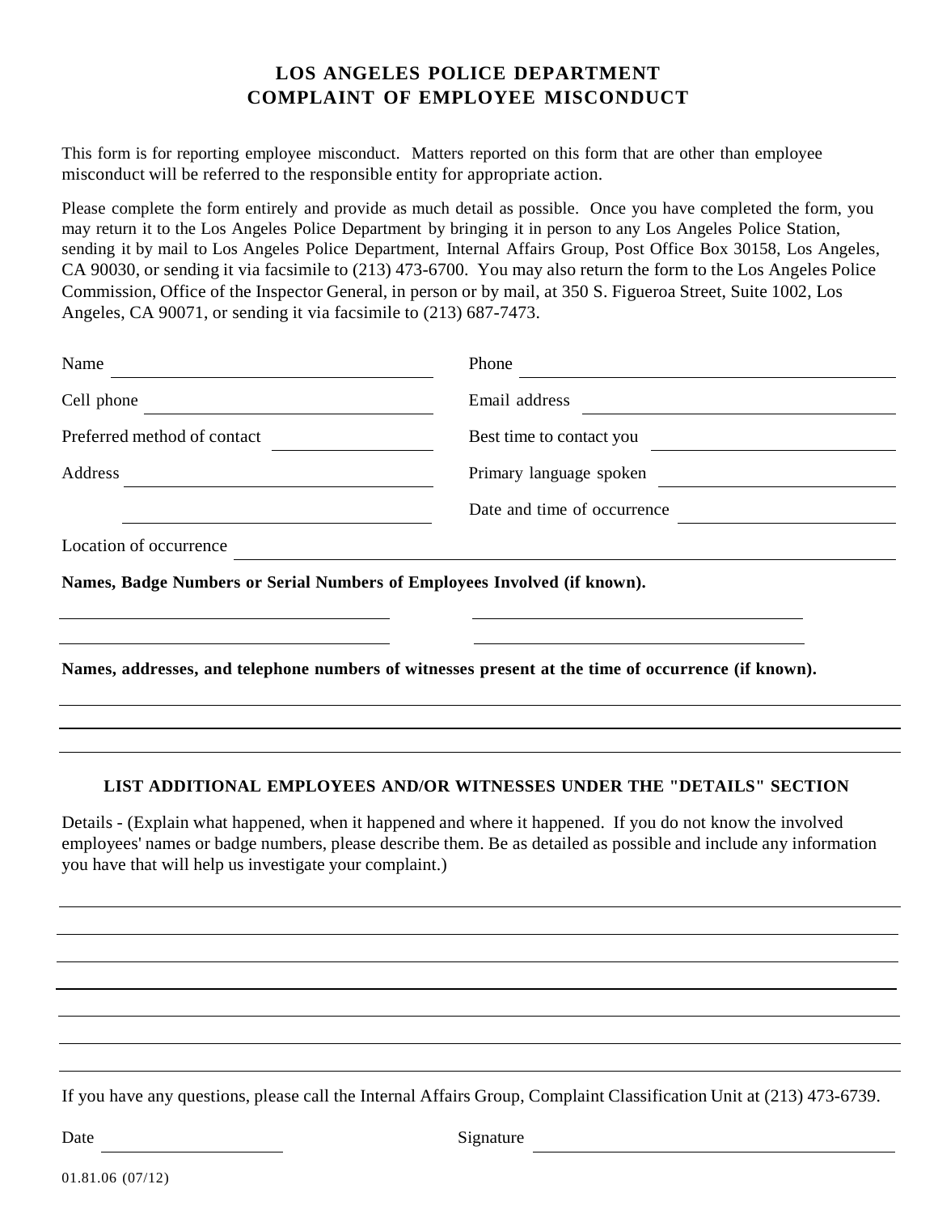# LOS ANGELES POLICE DEPARTMENT
## COMPLAINT OF EMPLOYEE MISCONDUCT

This form is for reporting employee misconduct. Matters reported on this form that are other than employee misconduct will be referred to the responsible entity for appropriate action.

Please complete the form entirely and provide as much detail as possible. Once you have completed the form, you may return it to the Los Angeles Police Department by bringing it in person to any Los Angeles Police Station, sending it by mail to Los Angeles Police Department, Internal Affairs Group, Post Office Box 30158, Los Angeles, CA 90030, or sending it via facsimile to (213) 473-6700. You may also return the form to the Los Angeles Police Commission, Office of the Inspector General, in person or by mail, at 350 S. Figueroa Street, Suite 1002, Los Angeles, CA 90071, or sending it via facsimile to (213) 687-7473.

Name ______________________ Phone ______________________

Cell phone ______________________ Email address ______________________

Preferred method of contact ______________________ Best time to contact you ______________________

Address ______________________ Primary language spoken ______________________

______________________ Date and time of occurrence ______________________

Location of occurrence ______________________

**Names, Badge Numbers or Serial Numbers of Employees Involved (if known).**

______________________ ______________________

______________________ ______________________

**Names, addresses, and telephone numbers of witnesses present at the time of occurrence (if known).**

______________________________________________

______________________________________________

______________________________________________

**LIST ADDITIONAL EMPLOYEES AND/OR WITNESSES UNDER THE "DETAILS" SECTION**

Details - (Explain what happened, when it happened and where it happened. If you do not know the involved employees' names or badge numbers, please describe them. Be as detailed as possible and include any information you have that will help us investigate your complaint.)

______________________________________________

______________________________________________

______________________________________________

______________________________________________

______________________________________________

______________________________________________

______________________________________________

If you have any questions, please call the Internal Affairs Group, Complaint Classification Unit at (213) 473-6739.

Date ______________________ Signature ______________________

01.81.06 (07/12)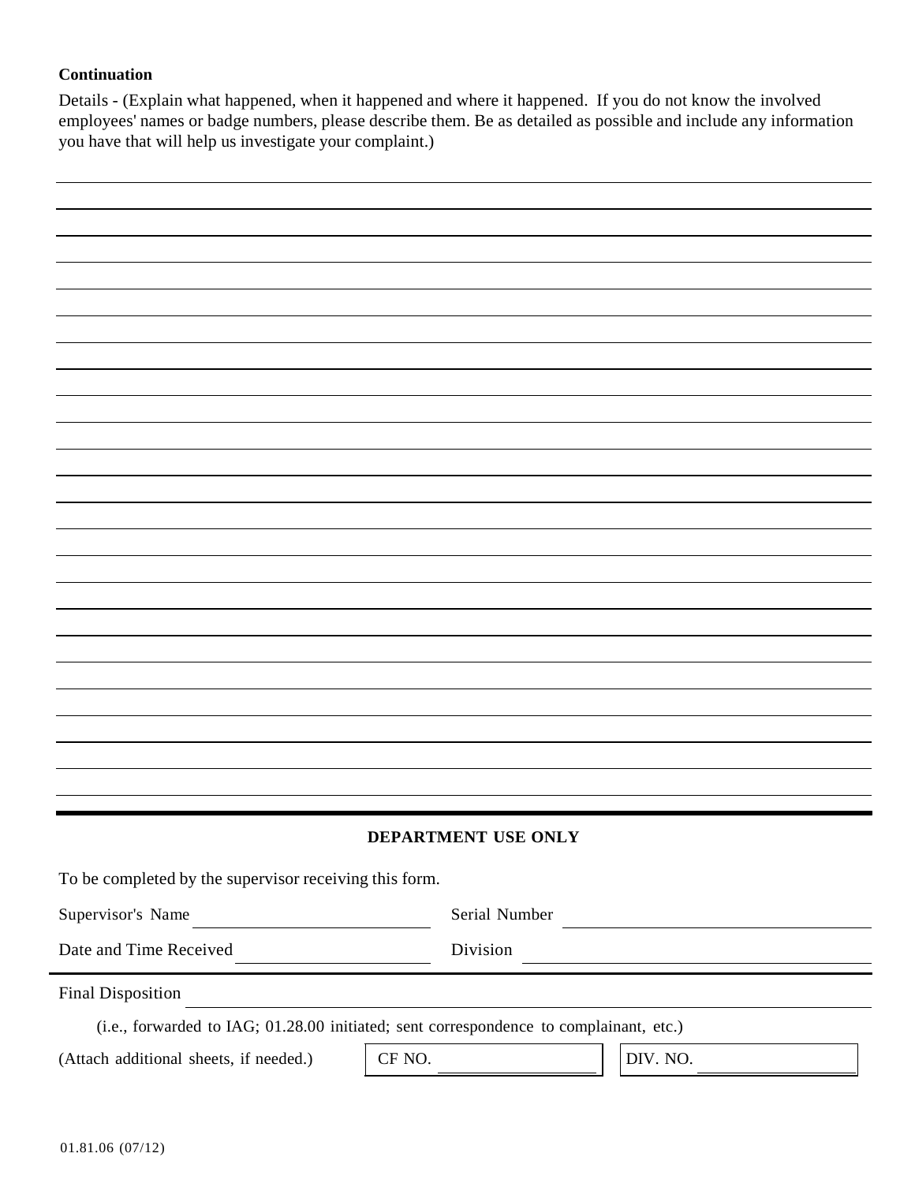**Continuation**

Details - (Explain what happened, when it happened and where it happened. If you do not know the involved employees' names or badge numbers, please describe them. Be as detailed as possible and include any information you have that will help us investigate your complaint.)

## DEPARTMENT USE ONLY

To be completed by the supervisor receiving this form.

Supervisor's Name ______________________ Serial Number ______________________

Date and Time Received ______________________ Division ______________________

Final Disposition ______________________

(i.e., forwarded to IAG; 01.28.00 initiated; sent correspondence to complainant, etc.)

(Attach additional sheets, if needed.) CF NO. __________ DIV. NO. __________

01.81.06 (07/12)